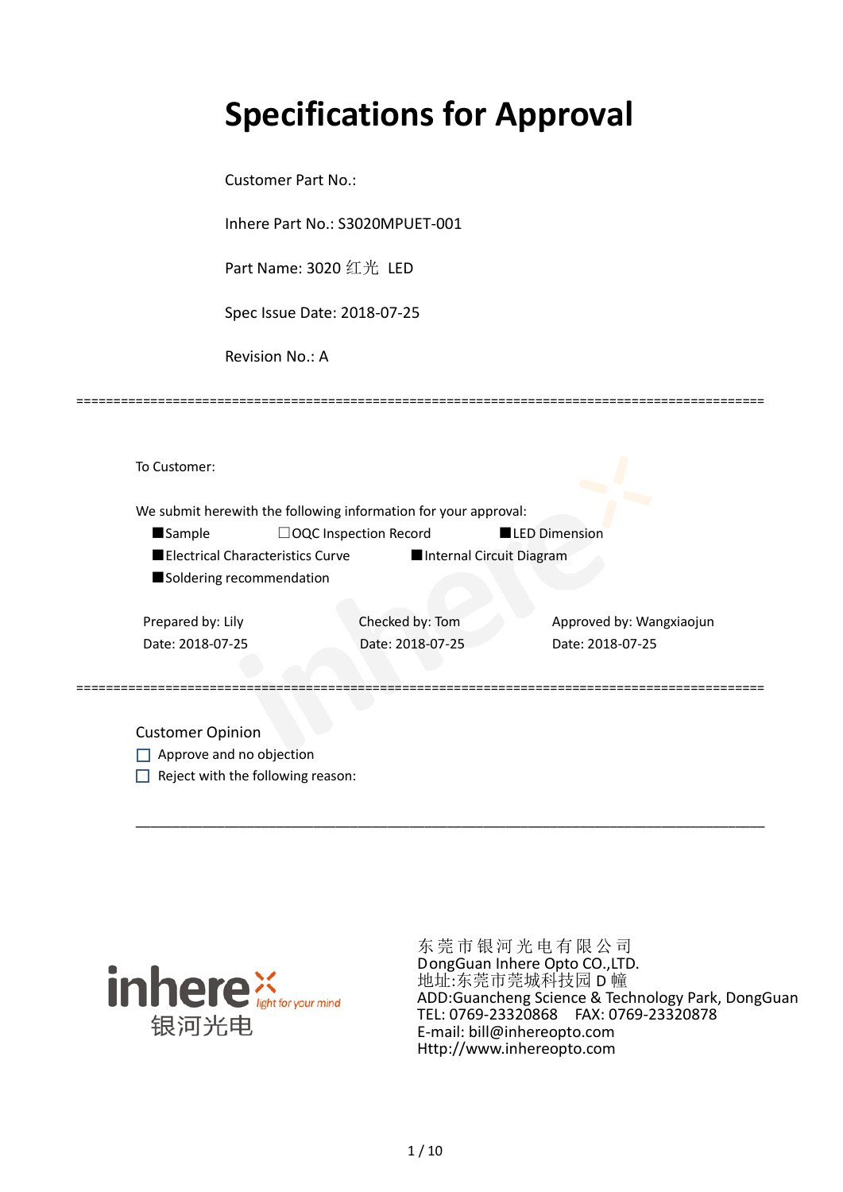# Specifications for Approval

Customer Part No.:

Inhere Part No.: S3020MPUET-001

Part Name: 3020 红光 LED

Spec Issue Date: 2018-07-25

Revision No.: A

==========================================================================================

To Customer:

We submit herewith the following information for your approval:

■Sample ☐OQC Inspection Record ■LED Dimension

■Electrical Characteristics Curve ■Internal Circuit Diagram

■Soldering recommendation

| Prepared by: Lily | Checked by: Tom | Approved by: Wangxiaojun |
|---|---|---|
| Date: 2018-07-25 | Date: 2018-07-25 | Date: 2018-07-25 |

==========================================================================================

Customer Opinion

☐ Approve and no objection

☐ Reject with the following reason:

______________________________________________________________________________

inhere light for your mind 银河光电

东莞市银河光电有限公司
DongGuan Inhere Opto CO.,LTD.
地址:东莞市莞城科技园 D 幢
ADD:Guancheng Science & Technology Park, DongGuan
TEL: 0769-23320868 FAX: 0769-23320878
E-mail: bill@inhereopto.com
Http://www.inhereopto.com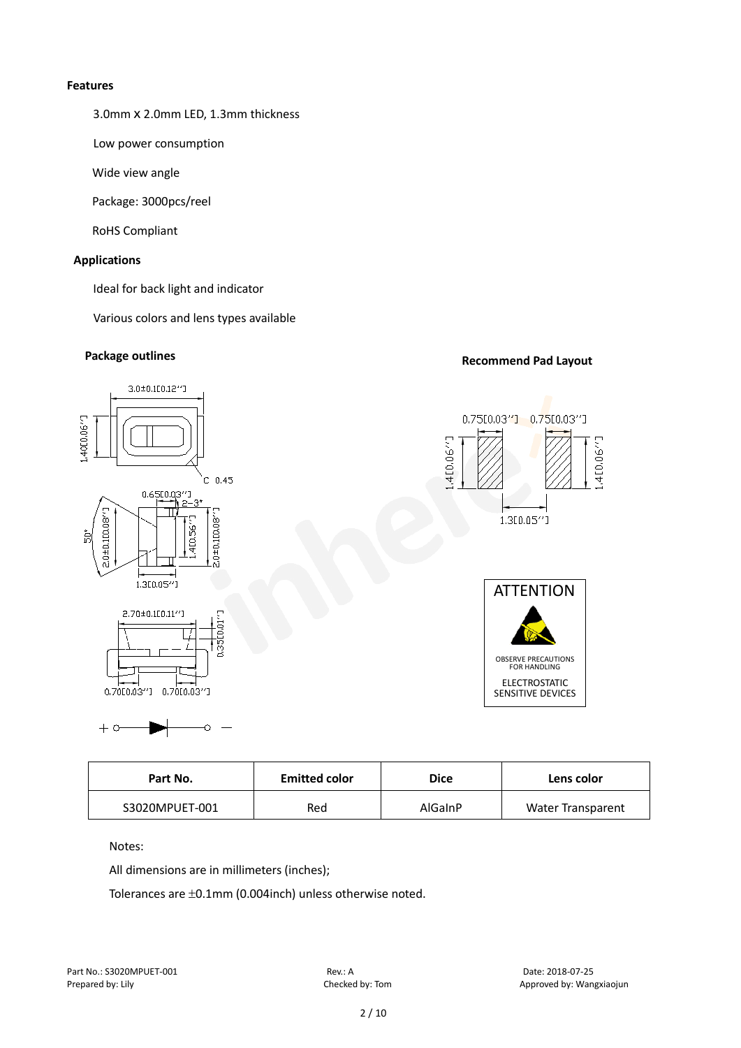**Features**

3.0mm X 2.0mm LED, 1.3mm thickness

Low power consumption

Wide view angle

Package: 3000pcs/reel

RoHS Compliant

**Applications**

Ideal for back light and indicator

Various colors and lens types available

**Package outlines**

**Recommend Pad Layout**

ATTENTION

OBSERVE PRECAUTIONS FOR HANDLING

ELECTROSTATIC SENSITIVE DEVICES

| Part No. | Emitted color | Dice | Lens color |
|---|---|---|---|
| S3020MPUET-001 | Red | AlGaInP | Water Transparent |

Notes:

All dimensions are in millimeters (inches);

Tolerances are ±0.1mm (0.004inch) unless otherwise noted.

Part No.: S3020MPUET-001　　Rev.: A　　Date: 2018-07-25

Prepared by: Lily　　Checked by: Tom　　Approved by: Wangxiaojun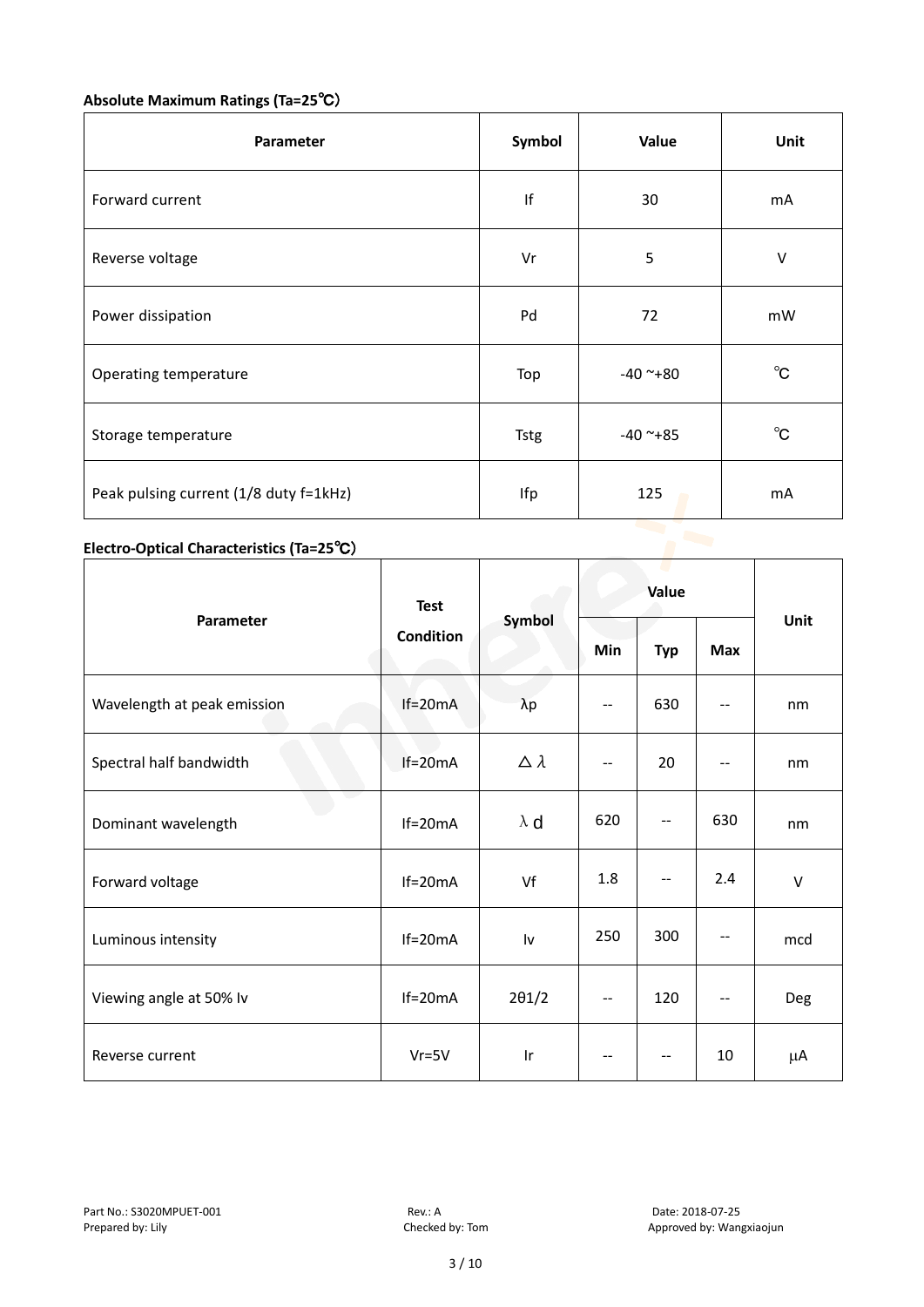**Absolute Maximum Ratings (Ta=25℃)**

| Parameter | Symbol | Value | Unit |
|---|---|---|---|
| Forward current | If | 30 | mA |
| Reverse voltage | Vr | 5 | V |
| Power dissipation | Pd | 72 | mW |
| Operating temperature | Top | -40 ~+80 | ℃ |
| Storage temperature | Tstg | -40 ~+85 | ℃ |
| Peak pulsing current (1/8 duty f=1kHz) | Ifp | 125 | mA |

**Electro-Optical Characteristics (Ta=25℃)**

| Parameter | Test Condition | Symbol | Value | | | Unit |
|---|---|---|---|---|---|---|
| | | | Min | Typ | Max | |
| Wavelength at peak emission | If=20mA | λp | -- | 630 | -- | nm |
| Spectral half bandwidth | If=20mA | △λ | -- | 20 | -- | nm |
| Dominant wavelength | If=20mA | λd | 620 | -- | 630 | nm |
| Forward voltage | If=20mA | Vf | 1.8 | -- | 2.4 | V |
| Luminous intensity | If=20mA | Iv | 250 | 300 | -- | mcd |
| Viewing angle at 50% Iv | If=20mA | 2θ1/2 | -- | 120 | -- | Deg |
| Reverse current | Vr=5V | Ir | -- | -- | 10 | μA |

Part No.: S3020MPUET-001　　Rev.: A　　Date: 2018-07-25

Prepared by: Lily　　Checked by: Tom　　Approved by: Wangxiaojun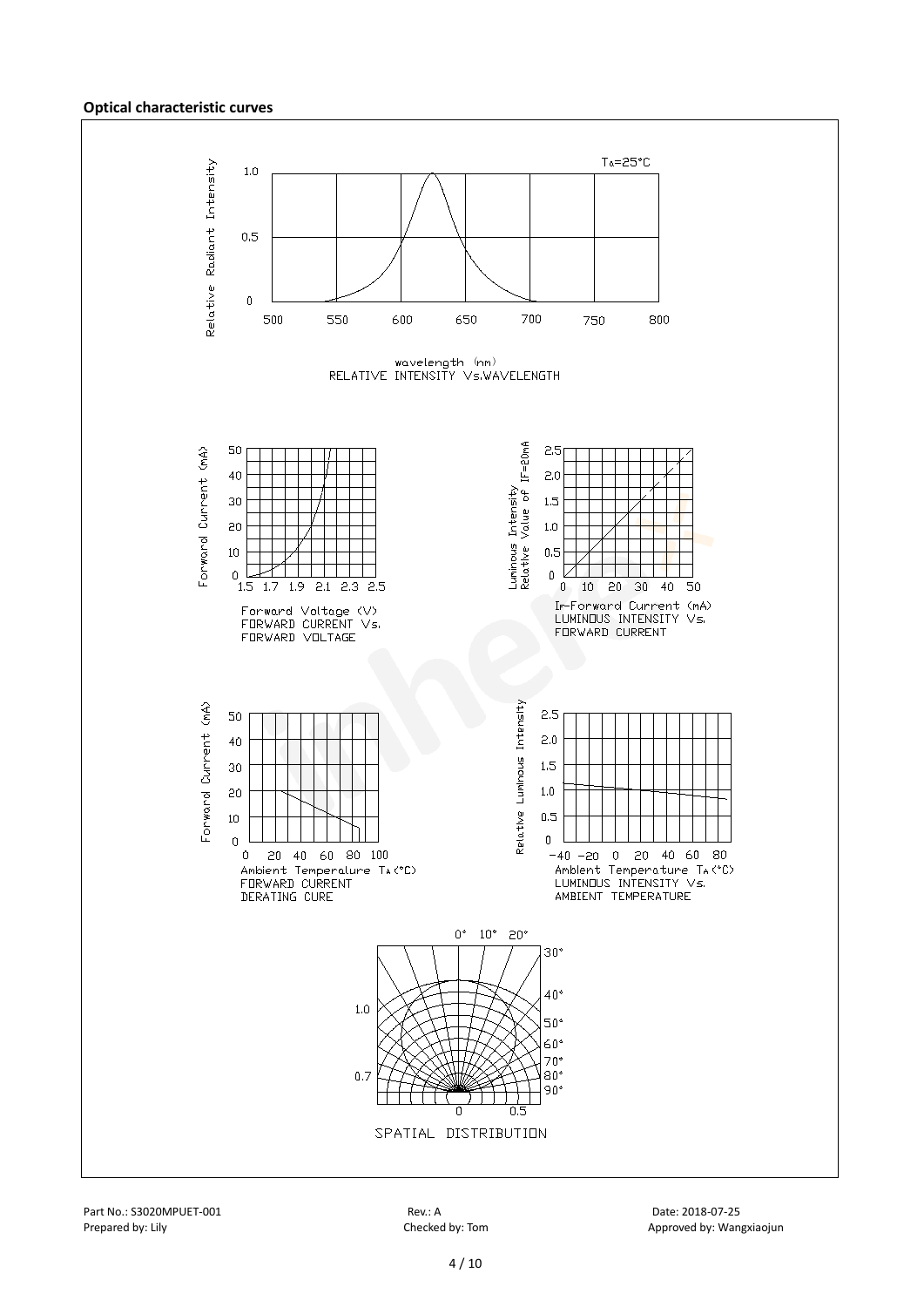**Optical characteristic curves**

$T_a$=25°C

wavelength (nm)
RELATIVE INTENSITY Vs.WAVELENGTH

Forward Voltage (V)
FORWARD CURRENT Vs.
FORWARD VOLTAGE

IF-Forward Current (mA)
LUMINOUS INTENSITY Vs.
FORWARD CURRENT

Ambient Temperature $T_A$(°C)
FORWARD CURRENT
DERATING CURE

Ambient Temperature $T_A$(°C)
LUMINOUS INTENSITY Vs.
AMBIENT TEMPERATURE

SPATIAL DISTRIBUTION

Part No.: S3020MPUET-001　　Rev.: A　　Date: 2018-07-25
Prepared by: Lily　　Checked by: Tom　　Approved by: Wangxiaojun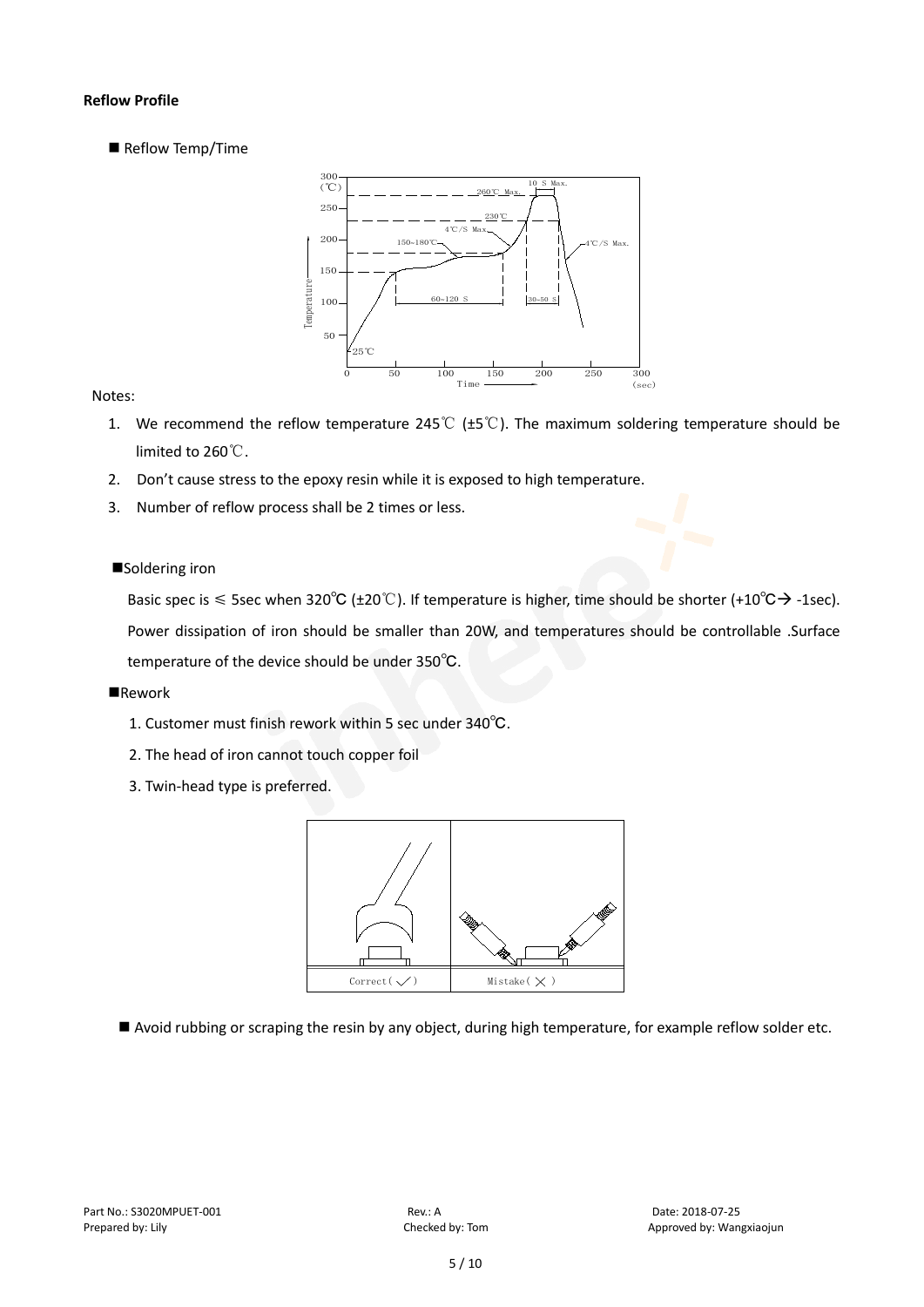**Reflow Profile**

■ Reflow Temp/Time

Notes:

1. We recommend the reflow temperature 245℃ (±5℃). The maximum soldering temperature should be limited to 260℃.
2. Don't cause stress to the epoxy resin while it is exposed to high temperature.
3. Number of reflow process shall be 2 times or less.

■Soldering iron

Basic spec is ≤ 5sec when 320℃ (±20℃). If temperature is higher, time should be shorter (+10℃→ -1sec). Power dissipation of iron should be smaller than 20W, and temperatures should be controllable .Surface temperature of the device should be under 350℃.

■Rework

1. Customer must finish rework within 5 sec under 340℃.
2. The head of iron cannot touch copper foil
3. Twin-head type is preferred.

■ Avoid rubbing or scraping the resin by any object, during high temperature, for example reflow solder etc.

Part No.: S3020MPUET-001 Rev.: A Date: 2018-07-25
Prepared by: Lily Checked by: Tom Approved by: Wangxiaojun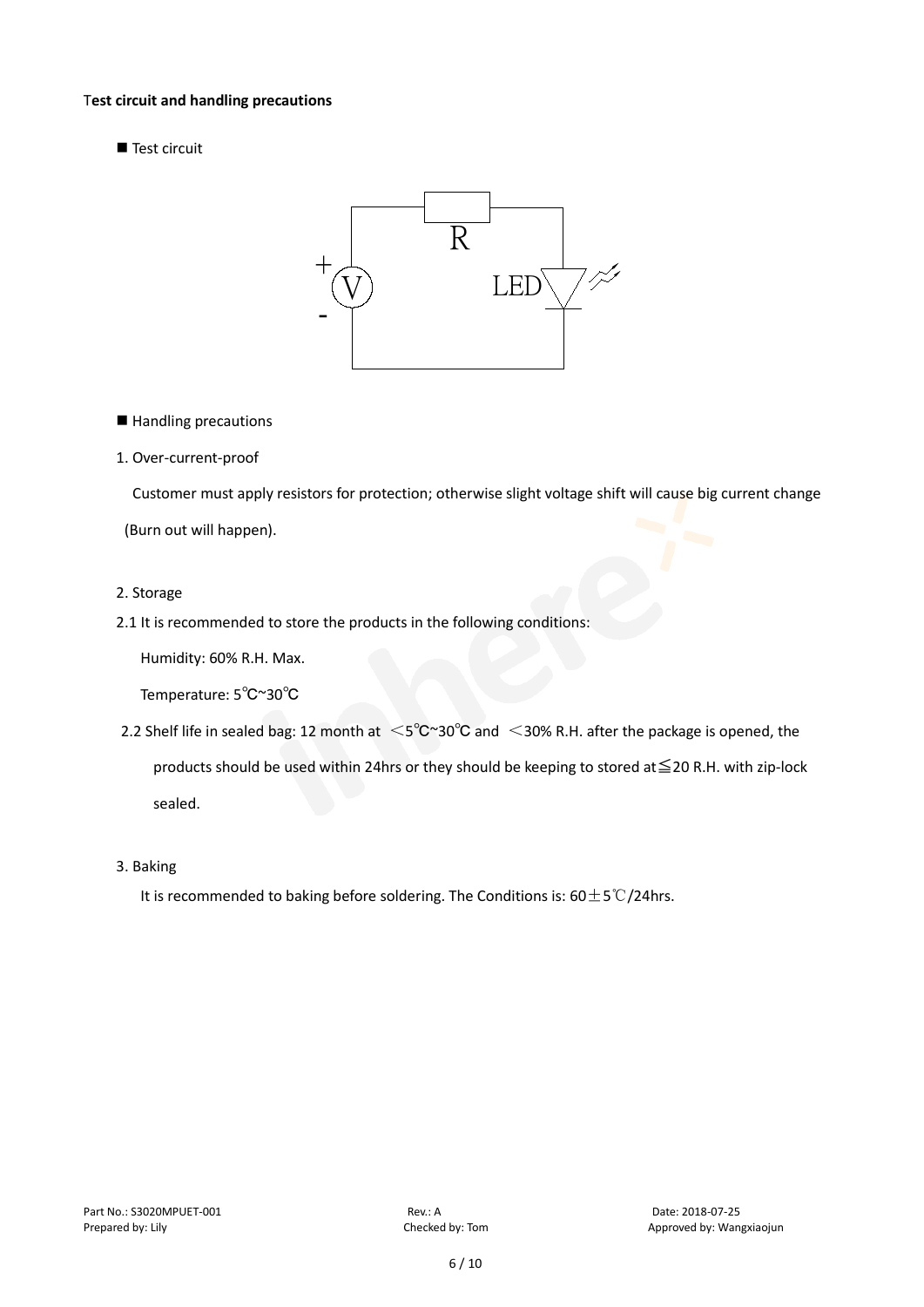**Test circuit and handling precautions**

■ Test circuit

R

+ V -

LED

■ Handling precautions

1. Over-current-proof

   Customer must apply resistors for protection; otherwise slight voltage shift will cause big current change (Burn out will happen).

2. Storage

2.1 It is recommended to store the products in the following conditions:

   Humidity: 60% R.H. Max.

   Temperature: 5℃~30℃

2.2 Shelf life in sealed bag: 12 month at <5℃~30℃ and <30% R.H. after the package is opened, the products should be used within 24hrs or they should be keeping to stored at≦20 R.H. with zip-lock sealed.

3. Baking

   It is recommended to baking before soldering. The Conditions is: 60±5℃/24hrs.

Part No.: S3020MPUET-001 Rev.: A Date: 2018-07-25
Prepared by: Lily Checked by: Tom Approved by: Wangxiaojun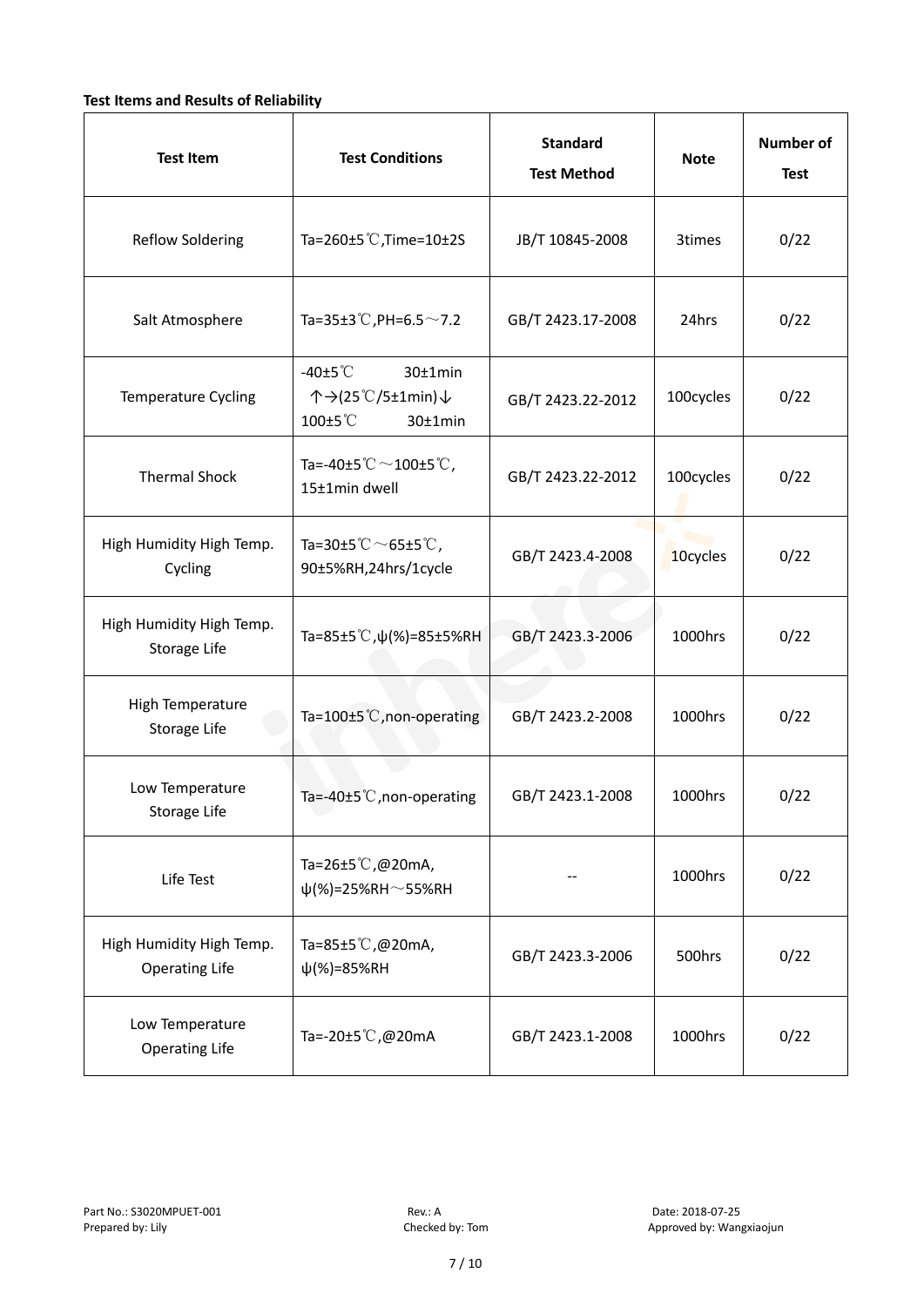**Test Items and Results of Reliability**

| Test Item | Test Conditions | Standard Test Method | Note | Number of Test |
|---|---|---|---|---|
| Reflow Soldering | Ta=260±5℃,Time=10±2S | JB/T 10845-2008 | 3times | 0/22 |
| Salt Atmosphere | Ta=35±3℃,PH=6.5～7.2 | GB/T 2423.17-2008 | 24hrs | 0/22 |
| Temperature Cycling | -40±5℃ 30±1min ↑→(25℃/5±1min)↓ 100±5℃ 30±1min | GB/T 2423.22-2012 | 100cycles | 0/22 |
| Thermal Shock | Ta=-40±5℃～100±5℃, 15±1min dwell | GB/T 2423.22-2012 | 100cycles | 0/22 |
| High Humidity High Temp. Cycling | Ta=30±5℃～65±5℃, 90±5%RH,24hrs/1cycle | GB/T 2423.4-2008 | 10cycles | 0/22 |
| High Humidity High Temp. Storage Life | Ta=85±5℃,ψ(%)=85±5%RH | GB/T 2423.3-2006 | 1000hrs | 0/22 |
| High Temperature Storage Life | Ta=100±5℃,non-operating | GB/T 2423.2-2008 | 1000hrs | 0/22 |
| Low Temperature Storage Life | Ta=-40±5℃,non-operating | GB/T 2423.1-2008 | 1000hrs | 0/22 |
| Life Test | Ta=26±5℃,@20mA, ψ(%)=25%RH～55%RH | -- | 1000hrs | 0/22 |
| High Humidity High Temp. Operating Life | Ta=85±5℃,@20mA, ψ(%)=85%RH | GB/T 2423.3-2006 | 500hrs | 0/22 |
| Low Temperature Operating Life | Ta=-20±5℃,@20mA | GB/T 2423.1-2008 | 1000hrs | 0/22 |

Part No.: S3020MPUET-001　　Rev.: A　　Date: 2018-07-25
Prepared by: Lily　　Checked by: Tom　　Approved by: Wangxiaojun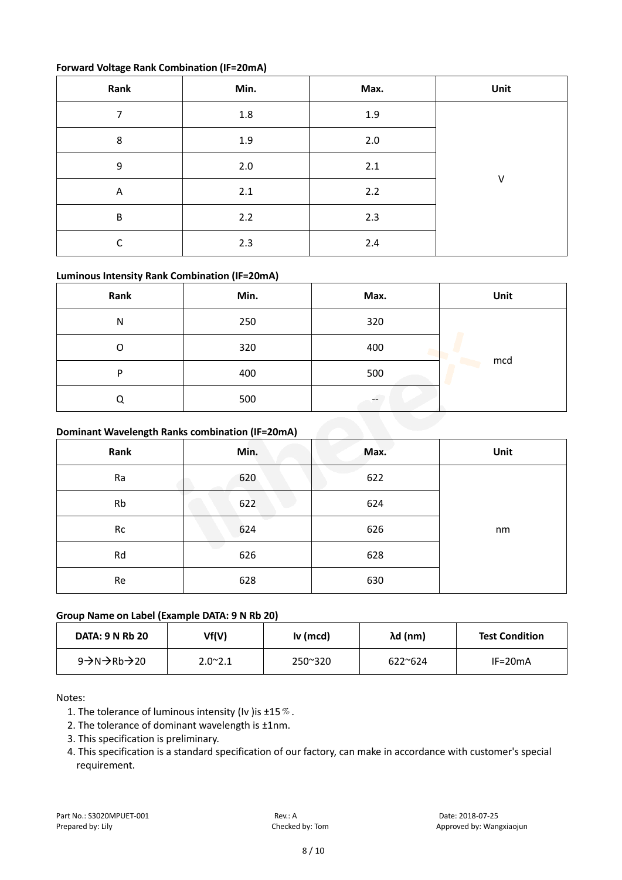**Forward Voltage Rank Combination (IF=20mA)**

| Rank | Min. | Max. | Unit |
|---|---|---|---|
| 7 | 1.8 | 1.9 | V |
| 8 | 1.9 | 2.0 | |
| 9 | 2.0 | 2.1 | |
| A | 2.1 | 2.2 | |
| B | 2.2 | 2.3 | |
| C | 2.3 | 2.4 | |

**Luminous Intensity Rank Combination (IF=20mA)**

| Rank | Min. | Max. | Unit |
|---|---|---|---|
| N | 250 | 320 | mcd |
| O | 320 | 400 | |
| P | 400 | 500 | |
| Q | 500 | -- | |

**Dominant Wavelength Ranks combination (IF=20mA)**

| Rank | Min. | Max. | Unit |
|---|---|---|---|
| Ra | 620 | 622 | nm |
| Rb | 622 | 624 | |
| Rc | 624 | 626 | |
| Rd | 626 | 628 | |
| Re | 628 | 630 | |

**Group Name on Label (Example DATA: 9 N Rb 20)**

| DATA: 9 N Rb 20 | Vf(V) | Iv (mcd) | λd (nm) | Test Condition |
|---|---|---|---|---|
| 9→N→Rb→20 | 2.0~2.1 | 250~320 | 622~624 | IF=20mA |

Notes:

1. The tolerance of luminous intensity (Iv )is ±15％.
2. The tolerance of dominant wavelength is ±1nm.
3. This specification is preliminary.
4. This specification is a standard specification of our factory, can make in accordance with customer's special requirement.

Part No.: S3020MPUET-001 Rev.: A Date: 2018-07-25
Prepared by: Lily Checked by: Tom Approved by: Wangxiaojun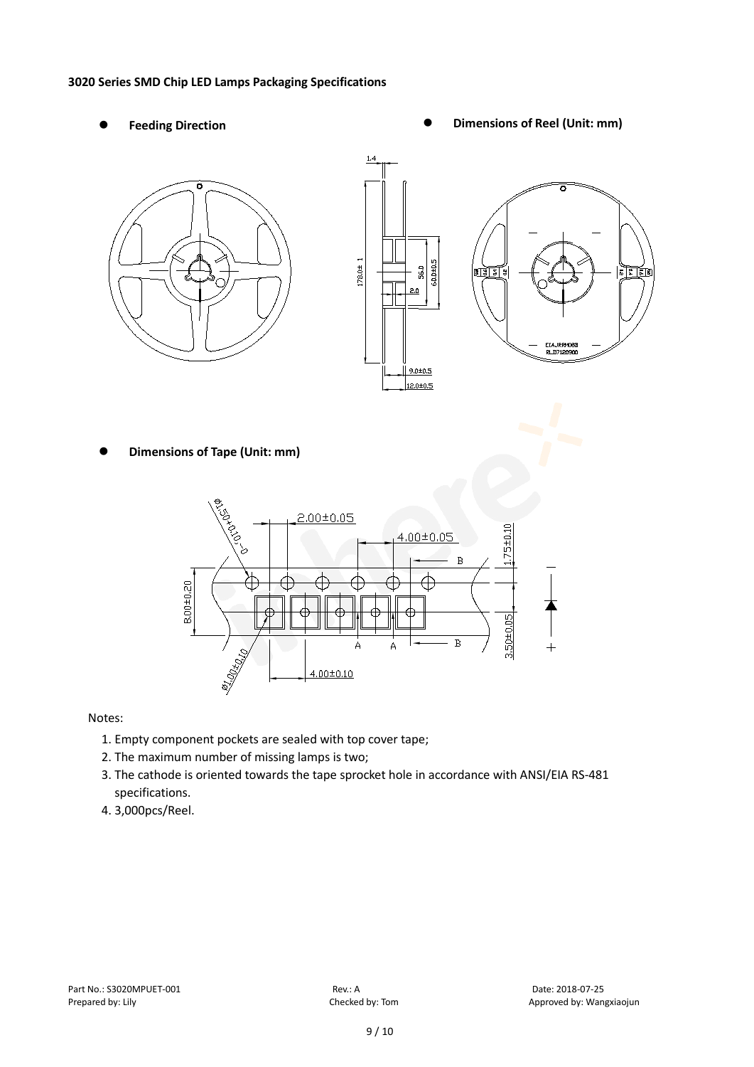**3020 Series SMD Chip LED Lamps Packaging Specifications**

- **Feeding Direction**
- **Dimensions of Reel (Unit: mm)**
- **Dimensions of Tape (Unit: mm)**

Notes:

1. Empty component pockets are sealed with top cover tape;
2. The maximum number of missing lamps is two;
3. The cathode is oriented towards the tape sprocket hole in accordance with ANSI/EIA RS-481 specifications.
4. 3,000pcs/Reel.

Part No.: S3020MPUET-001　　Rev.: A　　Date: 2018-07-25
Prepared by: Lily　　Checked by: Tom　　Approved by: Wangxiaojun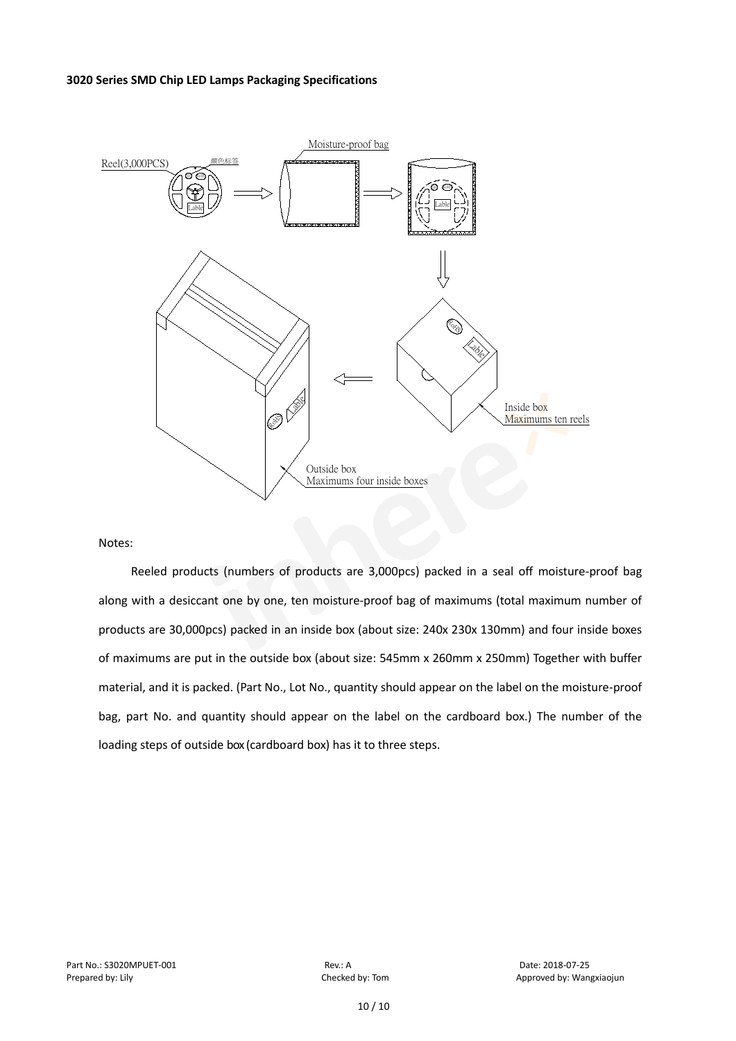**3020 Series SMD Chip LED Lamps Packaging Specifications**

Moisture-proof bag

Reel(3,000PCS)

顏色标签

Lable

Inside box
Maximums ten reels

Outside box
Maximums four inside boxes

Notes:

Reeled products (numbers of products are 3,000pcs) packed in a seal off moisture-proof bag along with a desiccant one by one, ten moisture-proof bag of maximums (total maximum number of products are 30,000pcs) packed in an inside box (about size: 240x 230x 130mm) and four inside boxes of maximums are put in the outside box (about size: 545mm x 260mm x 250mm) Together with buffer material, and it is packed. (Part No., Lot No., quantity should appear on the label on the moisture-proof bag, part No. and quantity should appear on the label on the cardboard box.) The number of the loading steps of outside box (cardboard box) has it to three steps.

Part No.: S3020MPUET-001 | Rev.: A | Date: 2018-07-25
Prepared by: Lily | Checked by: Tom | Approved by: Wangxiaojun